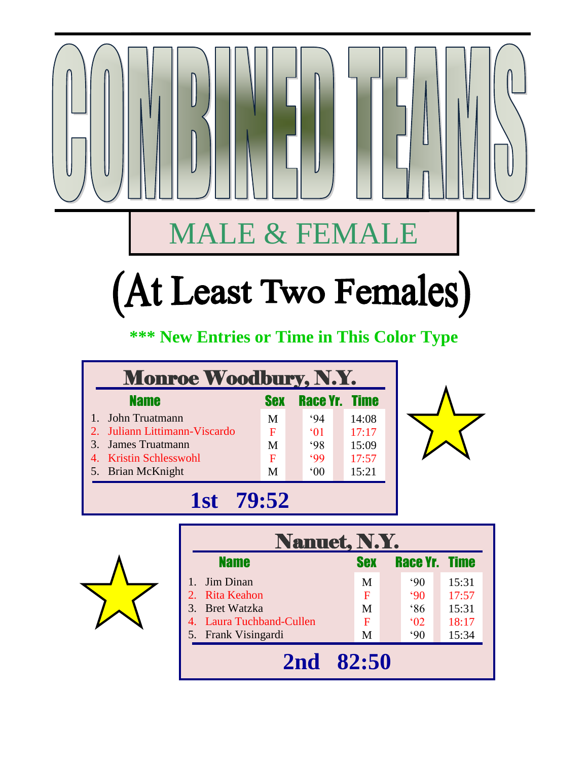# COMBINED TEAMS

## MALE & FEMALE

## (At Least Two Females)

**\*\*\* New Entries or Time in This Color Type**

### Monroe Woodbury, N.Y.

| Name | Sex | Race Yr. | Time |
|---|---|---|---|
| 1. John Truatmann | M | '94 | 14:08 |
| 2. Juliann Littimann-Viscardo | F | '01 | 17:17 |
| 3. James Truatmann | M | '98 | 15:09 |
| 4. Kristin Schlesswohl | F | '99 | 17:57 |
| 5. Brian McKnight | M | '00 | 15:21 |

**1st 79:52**

### Nanuet, N.Y.

| Name | Sex | Race Yr. | Time |
|---|---|---|---|
| 1. Jim Dinan | M | '90 | 15:31 |
| 2. Rita Keahon | F | '90 | 17:57 |
| 3. Bret Watzka | M | '86 | 15:31 |
| 4. Laura Tuchband-Cullen | F | '02 | 18:17 |
| 5. Frank Visingardi | M | '90 | 15:34 |

**2nd 82:50**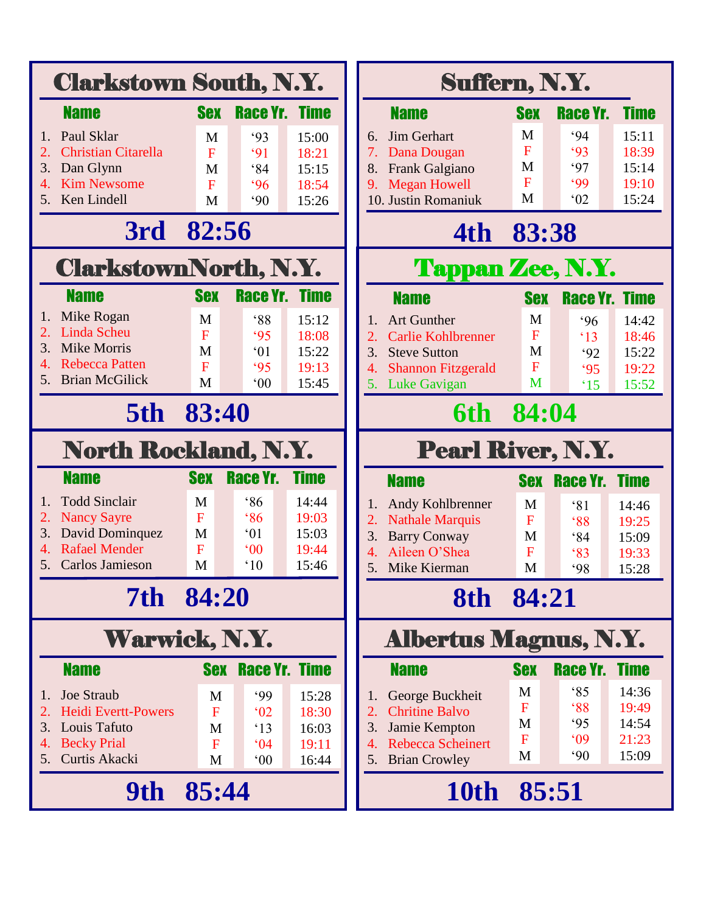## Clarkstown South, N.Y.

| Name | Sex | Race Yr. | Time |
|---|---|---|---|
| 1. Paul Sklar | M | ‘93 | 15:00 |
| 2. Christian Citarella | F | ‘91 | 18:21 |
| 3. Dan Glynn | M | ‘84 | 15:15 |
| 4. Kim Newsome | F | ‘96 | 18:54 |
| 5. Ken Lindell | M | ‘90 | 15:26 |

**3rd 82:56**

## Suffern, N.Y.

| Name | Sex | Race Yr. | Time |
|---|---|---|---|
| 6. Jim Gerhart | M | ‘94 | 15:11 |
| 7. Dana Dougan | F | ‘93 | 18:39 |
| 8. Frank Galgiano | M | ‘97 | 15:14 |
| 9. Megan Howell | F | ‘99 | 19:10 |
| 10. Justin Romaniuk | M | ‘02 | 15:24 |

**4th 83:38**

## ClarkstownNorth, N.Y.

| Name | Sex | Race Yr. | Time |
|---|---|---|---|
| 1. Mike Rogan | M | ‘88 | 15:12 |
| 2. Linda Scheu | F | ‘95 | 18:08 |
| 3. Mike Morris | M | ‘01 | 15:22 |
| 4. Rebecca Patten | F | ‘95 | 19:13 |
| 5. Brian McGilick | M | ‘00 | 15:45 |

**5th 83:40**

## Tappan Zee, N.Y.

| Name | Sex | Race Yr. | Time |
|---|---|---|---|
| 1. Art Gunther | M | ‘96 | 14:42 |
| 2. Carlie Kohlbrenner | F | ‘13 | 18:46 |
| 3. Steve Sutton | M | ‘92 | 15:22 |
| 4. Shannon Fitzgerald | F | ‘95 | 19:22 |
| 5. Luke Gavigan | M | ‘15 | 15:52 |

**6th 84:04**

## North Rockland, N.Y.

| Name | Sex | Race Yr. | Time |
|---|---|---|---|
| 1. Todd Sinclair | M | ‘86 | 14:44 |
| 2. Nancy Sayre | F | ‘86 | 19:03 |
| 3. David Dominquez | M | ‘01 | 15:03 |
| 4. Rafael Mender | F | ‘00 | 19:44 |
| 5. Carlos Jamieson | M | ‘10 | 15:46 |

**7th 84:20**

## Pearl River, N.Y.

| Name | Sex | Race Yr. | Time |
|---|---|---|---|
| 1. Andy Kohlbrenner | M | ‘81 | 14:46 |
| 2. Nathale Marquis | F | ‘88 | 19:25 |
| 3. Barry Conway | M | ‘84 | 15:09 |
| 4. Aileen O’Shea | F | ‘83 | 19:33 |
| 5. Mike Kierman | M | ‘98 | 15:28 |

**8th 84:21**

## Warwick, N.Y.

| Name | Sex | Race Yr. | Time |
|---|---|---|---|
| 1. Joe Straub | M | ‘99 | 15:28 |
| 2. Heidi Evertt-Powers | F | ‘02 | 18:30 |
| 3. Louis Tafuto | M | ‘13 | 16:03 |
| 4. Becky Prial | F | ‘04 | 19:11 |
| 5. Curtis Akacki | M | ‘00 | 16:44 |

**9th 85:44**

## Albertus Magnus, N.Y.

| Name | Sex | Race Yr. | Time |
|---|---|---|---|
| 1. George Buckheit | M | ‘85 | 14:36 |
| 2. Chritine Balvo | F | ‘88 | 19:49 |
| 3. Jamie Kempton | M | ‘95 | 14:54 |
| 4. Rebecca Scheinert | F | ‘09 | 21:23 |
| 5. Brian Crowley | M | ‘90 | 15:09 |

**10th 85:51**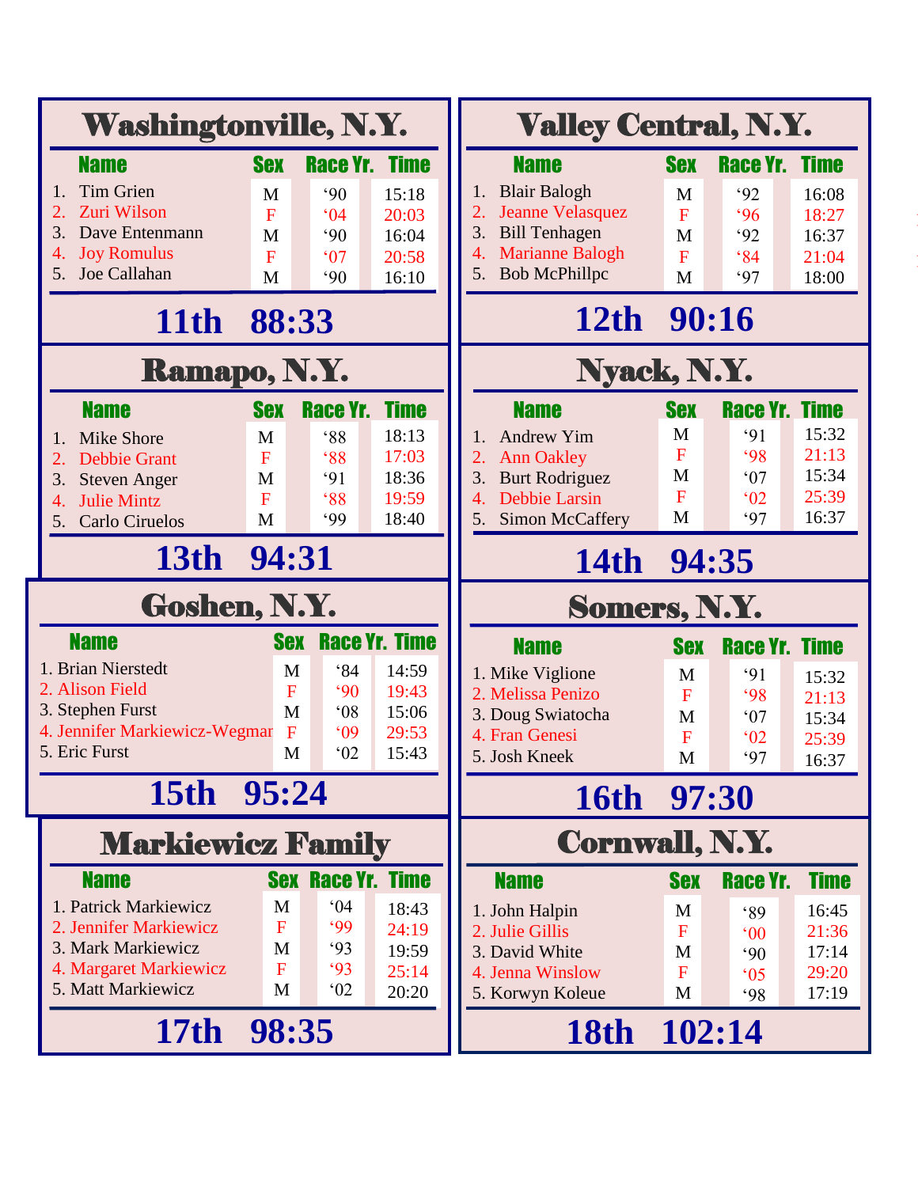## Washingtonville, N.Y.

| Name | Sex | Race Yr. | Time |
|---|---|---|---|
| 1. Tim Grien | M | ‘90 | 15:18 |
| 2. Zuri Wilson | F | ‘04 | 20:03 |
| 3. Dave Entenmann | M | ‘90 | 16:04 |
| 4. Joy Romulus | F | ‘07 | 20:58 |
| 5. Joe Callahan | M | ‘90 | 16:10 |

**11th 88:33**

## Valley Central, N.Y.

| Name | Sex | Race Yr. | Time |
|---|---|---|---|
| 1. Blair Balogh | M | ‘92 | 16:08 |
| 2. Jeanne Velasquez | F | ‘96 | 18:27 |
| 3. Bill Tenhagen | M | ‘92 | 16:37 |
| 4. Marianne Balogh | F | ‘84 | 21:04 |
| 5. Bob McPhillpc | M | ‘97 | 18:00 |

**12th 90:16**

## Ramapo, N.Y.

| Name | Sex | Race Yr. | Time |
|---|---|---|---|
| 1. Mike Shore | M | ‘88 | 18:13 |
| 2. Debbie Grant | F | ‘88 | 17:03 |
| 3. Steven Anger | M | ‘91 | 18:36 |
| 4. Julie Mintz | F | ‘88 | 19:59 |
| 5. Carlo Ciruelos | M | ‘99 | 18:40 |

**13th 94:31**

## Nyack, N.Y.

| Name | Sex | Race Yr. | Time |
|---|---|---|---|
| 1. Andrew Yim | M | ‘91 | 15:32 |
| 2. Ann Oakley | F | ‘98 | 21:13 |
| 3. Burt Rodriguez | M | ‘07 | 15:34 |
| 4. Debbie Larsin | F | ‘02 | 25:39 |
| 5. Simon McCaffery | M | ‘97 | 16:37 |

**14th 94:35**

## Goshen, N.Y.

| Name | Sex | Race Yr. | Time |
|---|---|---|---|
| 1. Brian Nierstedt | M | ‘84 | 14:59 |
| 2. Alison Field | F | ‘90 | 19:43 |
| 3. Stephen Furst | M | ‘08 | 15:06 |
| 4. Jennifer Markiewicz-Wegmar | F | ‘09 | 29:53 |
| 5. Eric Furst | M | ‘02 | 15:43 |

**15th 95:24**

## Somers, N.Y.

| Name | Sex | Race Yr. | Time |
|---|---|---|---|
| 1. Mike Viglione | M | ‘91 | 15:32 |
| 2. Melissa Penizo | F | ‘98 | 21:13 |
| 3. Doug Swiatocha | M | ‘07 | 15:34 |
| 4. Fran Genesi | F | ‘02 | 25:39 |
| 5. Josh Kneek | M | ‘97 | 16:37 |

**16th 97:30**

## Markiewicz Family

| Name | Sex | Race Yr. | Time |
|---|---|---|---|
| 1. Patrick Markiewicz | M | ‘04 | 18:43 |
| 2. Jennifer Markiewicz | F | ‘99 | 24:19 |
| 3. Mark Markiewicz | M | ‘93 | 19:59 |
| 4. Margaret Markiewicz | F | ‘93 | 25:14 |
| 5. Matt Markiewicz | M | ‘02 | 20:20 |

**17th 98:35**

## Cornwall, N.Y.

| Name | Sex | Race Yr. | Time |
|---|---|---|---|
| 1. John Halpin | M | ‘89 | 16:45 |
| 2. Julie Gillis | F | ‘00 | 21:36 |
| 3. David White | M | ‘90 | 17:14 |
| 4. Jenna Winslow | F | ‘05 | 29:20 |
| 5. Korwyn Koleue | M | ‘98 | 17:19 |

**18th 102:14**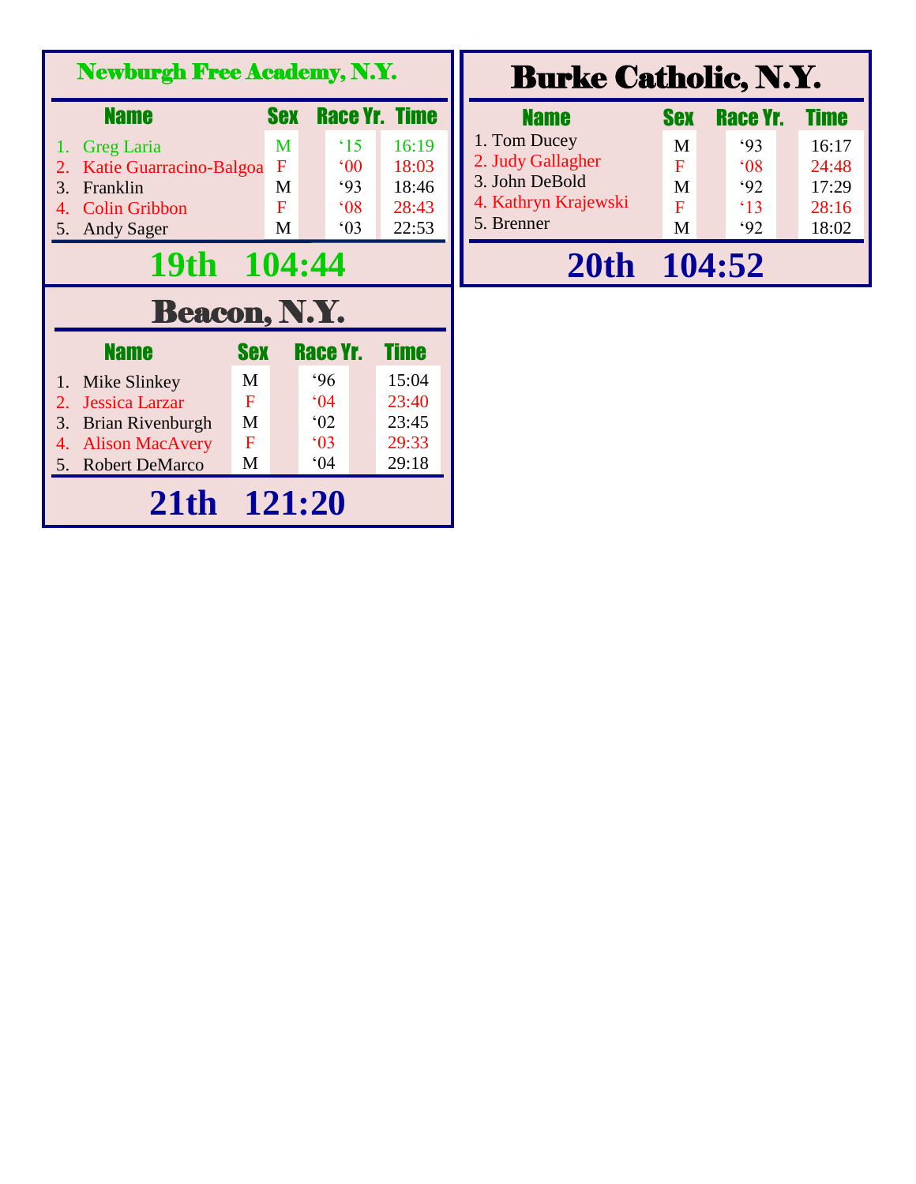## Newburgh Free Academy, N.Y.

| Name | Sex | Race Yr. | Time |
|---|---|---|---|
| 1. Greg Laria | M | ‘15 | 16:19 |
| 2. Katie Guarracino-Balgoa | F | ‘00 | 18:03 |
| 3. Franklin | M | ‘93 | 18:46 |
| 4. Colin Gribbon | F | ‘08 | 28:43 |
| 5. Andy Sager | M | ‘03 | 22:53 |

**19th 104:44**

## Burke Catholic, N.Y.

| Name | Sex | Race Yr. | Time |
|---|---|---|---|
| 1. Tom Ducey | M | ‘93 | 16:17 |
| 2. Judy Gallagher | F | ‘08 | 24:48 |
| 3. John DeBold | M | ‘92 | 17:29 |
| 4. Kathryn Krajewski | F | ‘13 | 28:16 |
| 5. Brenner | M | ‘92 | 18:02 |

**20th 104:52**

## Beacon, N.Y.

| Name | Sex | Race Yr. | Time |
|---|---|---|---|
| 1. Mike Slinkey | M | ‘96 | 15:04 |
| 2. Jessica Larzar | F | ‘04 | 23:40 |
| 3. Brian Rivenburgh | M | ‘02 | 23:45 |
| 4. Alison MacAvery | F | ‘03 | 29:33 |
| 5. Robert DeMarco | M | ‘04 | 29:18 |

**21th 121:20**